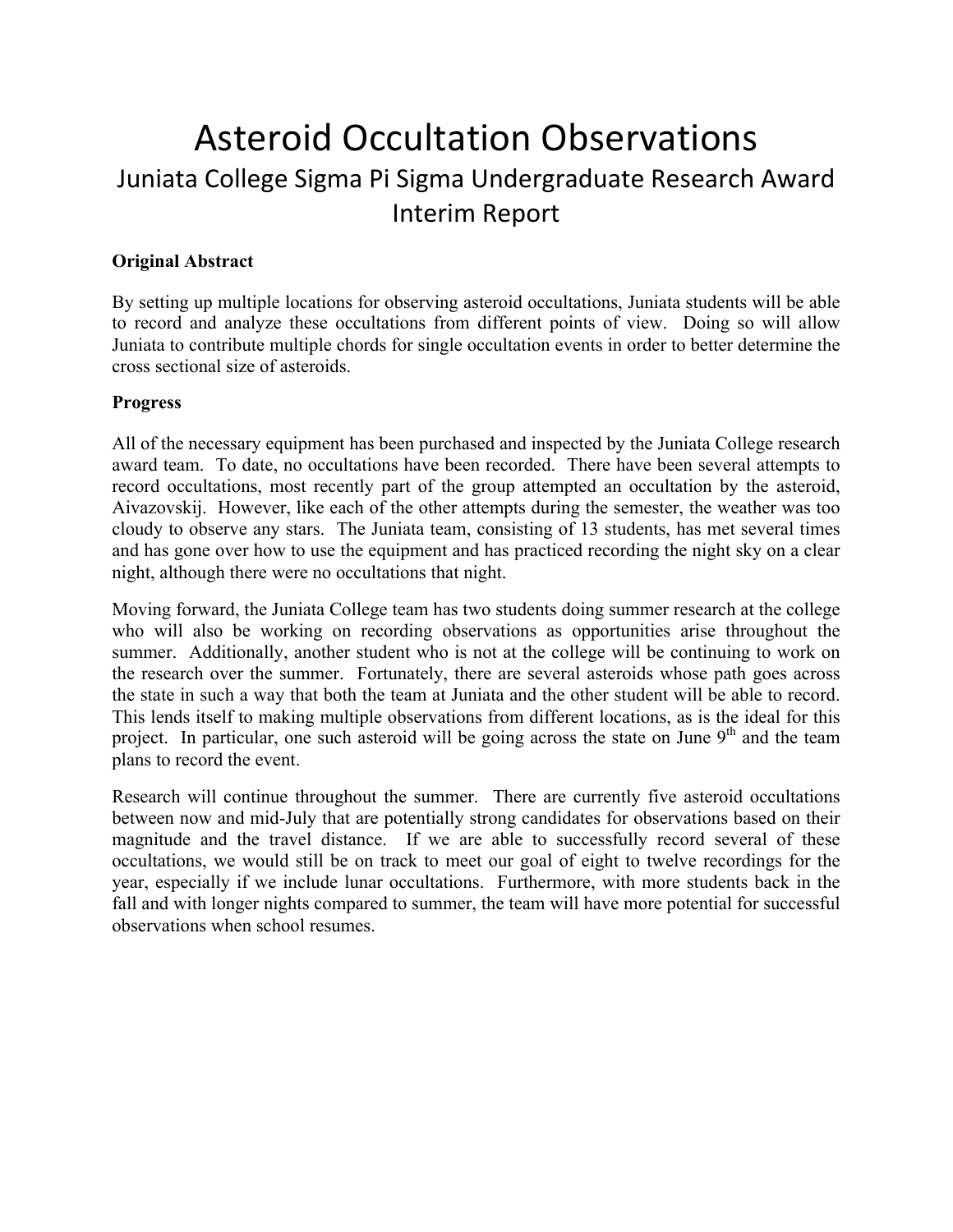# Asteroid Occultation Observations

## Juniata College Sigma Pi Sigma Undergraduate Research Award Interim Report

**Original Abstract**

By setting up multiple locations for observing asteroid occultations, Juniata students will be able to record and analyze these occultations from different points of view. Doing so will allow Juniata to contribute multiple chords for single occultation events in order to better determine the cross sectional size of asteroids.

**Progress**

All of the necessary equipment has been purchased and inspected by the Juniata College research award team. To date, no occultations have been recorded. There have been several attempts to record occultations, most recently part of the group attempted an occultation by the asteroid, Aivazovskij. However, like each of the other attempts during the semester, the weather was too cloudy to observe any stars. The Juniata team, consisting of 13 students, has met several times and has gone over how to use the equipment and has practiced recording the night sky on a clear night, although there were no occultations that night.

Moving forward, the Juniata College team has two students doing summer research at the college who will also be working on recording observations as opportunities arise throughout the summer. Additionally, another student who is not at the college will be continuing to work on the research over the summer. Fortunately, there are several asteroids whose path goes across the state in such a way that both the team at Juniata and the other student will be able to record. This lends itself to making multiple observations from different locations, as is the ideal for this project. In particular, one such asteroid will be going across the state on June 9th and the team plans to record the event.

Research will continue throughout the summer. There are currently five asteroid occultations between now and mid-July that are potentially strong candidates for observations based on their magnitude and the travel distance. If we are able to successfully record several of these occultations, we would still be on track to meet our goal of eight to twelve recordings for the year, especially if we include lunar occultations. Furthermore, with more students back in the fall and with longer nights compared to summer, the team will have more potential for successful observations when school resumes.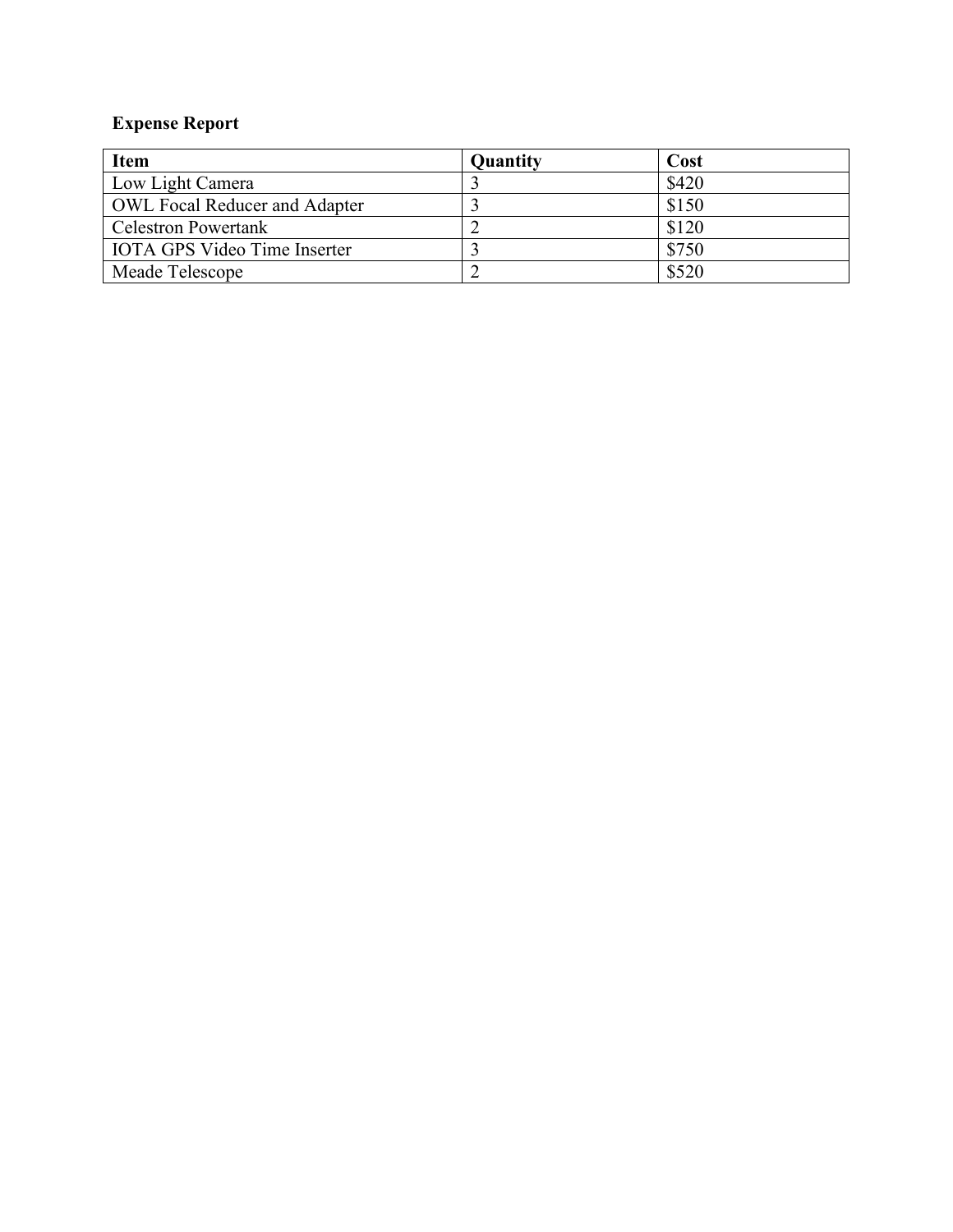**Expense Report**

| Item | Quantity | Cost |
| --- | --- | --- |
| Low Light Camera | 3 | $420 |
| OWL Focal Reducer and Adapter | 3 | $150 |
| Celestron Powertank | 2 | $120 |
| IOTA GPS Video Time Inserter | 3 | $750 |
| Meade Telescope | 2 | $520 |